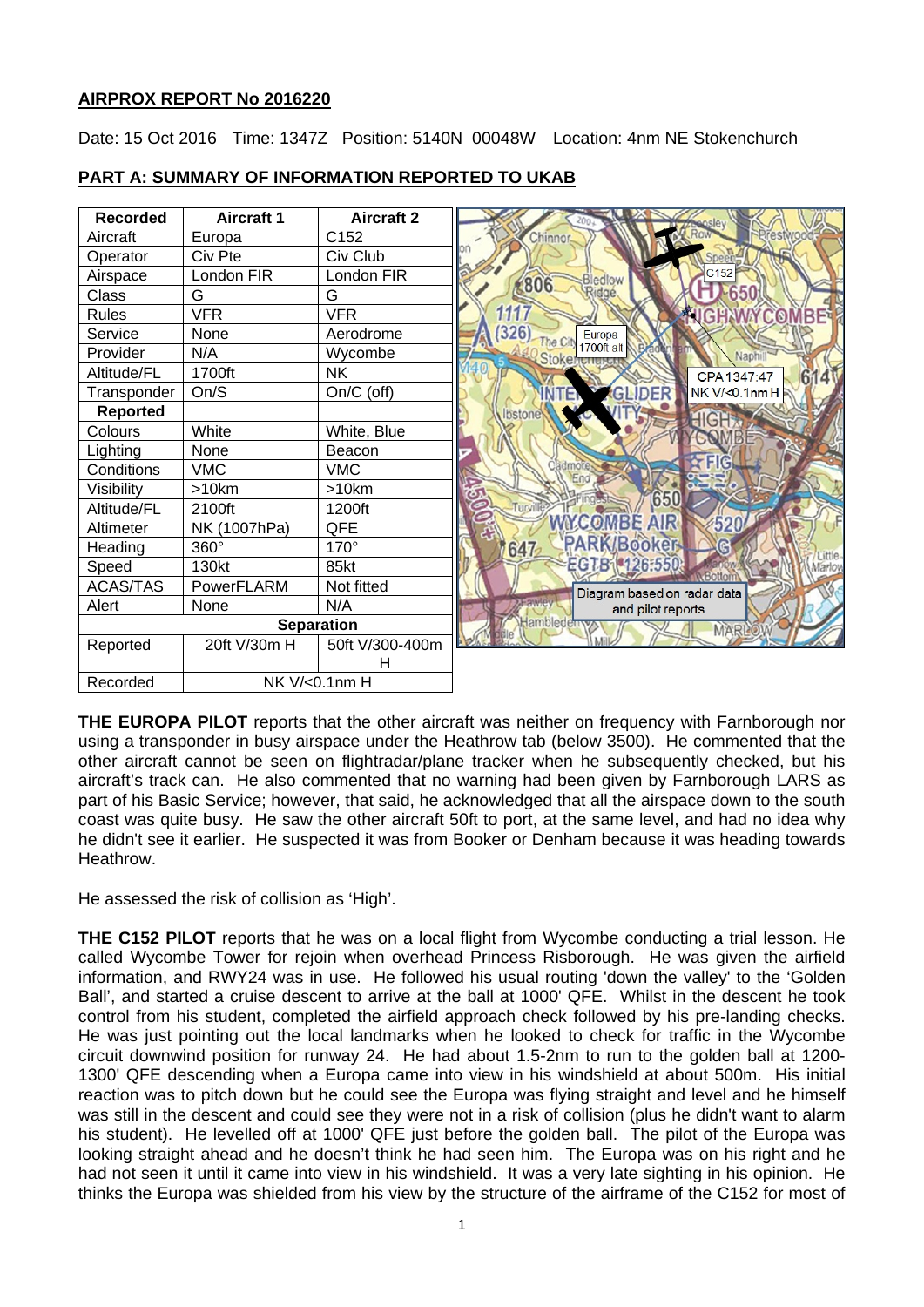## AIRPROX REPORT No 2016220

Date: 15 Oct 2016 Time: 1347Z Position: 5140N 00048W Location: 4nm NE Stokenchurch

## PART A: SUMMARY OF INFORMATION REPORTED TO UKAB

| Recorded | Aircraft 1 | Aircraft 2 |
|---|---|---|
| Aircraft | Europa | C152 |
| Operator | Civ Pte | Civ Club |
| Airspace | London FIR | London FIR |
| Class | G | G |
| Rules | VFR | VFR |
| Service | None | Aerodrome |
| Provider | N/A | Wycombe |
| Altitude/FL | 1700ft | NK |
| Transponder | On/S | On/C (off) |
| **Reported** | | |
| Colours | White | White, Blue |
| Lighting | None | Beacon |
| Conditions | VMC | VMC |
| Visibility | >10km | >10km |
| Altitude/FL | 2100ft | 1200ft |
| Altimeter | NK (1007hPa) | QFE |
| Heading | 360° | 170° |
| Speed | 130kt | 85kt |
| ACAS/TAS | PowerFLARM | Not fitted |
| Alert | None | N/A |
| **Separation** | | |
| Reported | 20ft V/30m H | 50ft V/300-400m H |
| Recorded | NK V/<0.1nm H | |

Diagram based on radar data and pilot reports

**THE EUROPA PILOT** reports that the other aircraft was neither on frequency with Farnborough nor using a transponder in busy airspace under the Heathrow tab (below 3500). He commented that the other aircraft cannot be seen on flightradar/plane tracker when he subsequently checked, but his aircraft's track can. He also commented that no warning had been given by Farnborough LARS as part of his Basic Service; however, that said, he acknowledged that all the airspace down to the south coast was quite busy. He saw the other aircraft 50ft to port, at the same level, and had no idea why he didn't see it earlier. He suspected it was from Booker or Denham because it was heading towards Heathrow.

He assessed the risk of collision as 'High'.

**THE C152 PILOT** reports that he was on a local flight from Wycombe conducting a trial lesson. He called Wycombe Tower for rejoin when overhead Princess Risborough. He was given the airfield information, and RWY24 was in use. He followed his usual routing 'down the valley' to the 'Golden Ball', and started a cruise descent to arrive at the ball at 1000' QFE. Whilst in the descent he took control from his student, completed the airfield approach check followed by his pre-landing checks. He was just pointing out the local landmarks when he looked to check for traffic in the Wycombe circuit downwind position for runway 24. He had about 1.5-2nm to run to the golden ball at 1200-1300' QFE descending when a Europa came into view in his windshield at about 500m. His initial reaction was to pitch down but he could see the Europa was flying straight and level and he himself was still in the descent and could see they were not in a risk of collision (plus he didn't want to alarm his student). He levelled off at 1000' QFE just before the golden ball. The pilot of the Europa was looking straight ahead and he doesn't think he had seen him. The Europa was on his right and he had not seen it until it came into view in his windshield. It was a very late sighting in his opinion. He thinks the Europa was shielded from his view by the structure of the airframe of the C152 for most of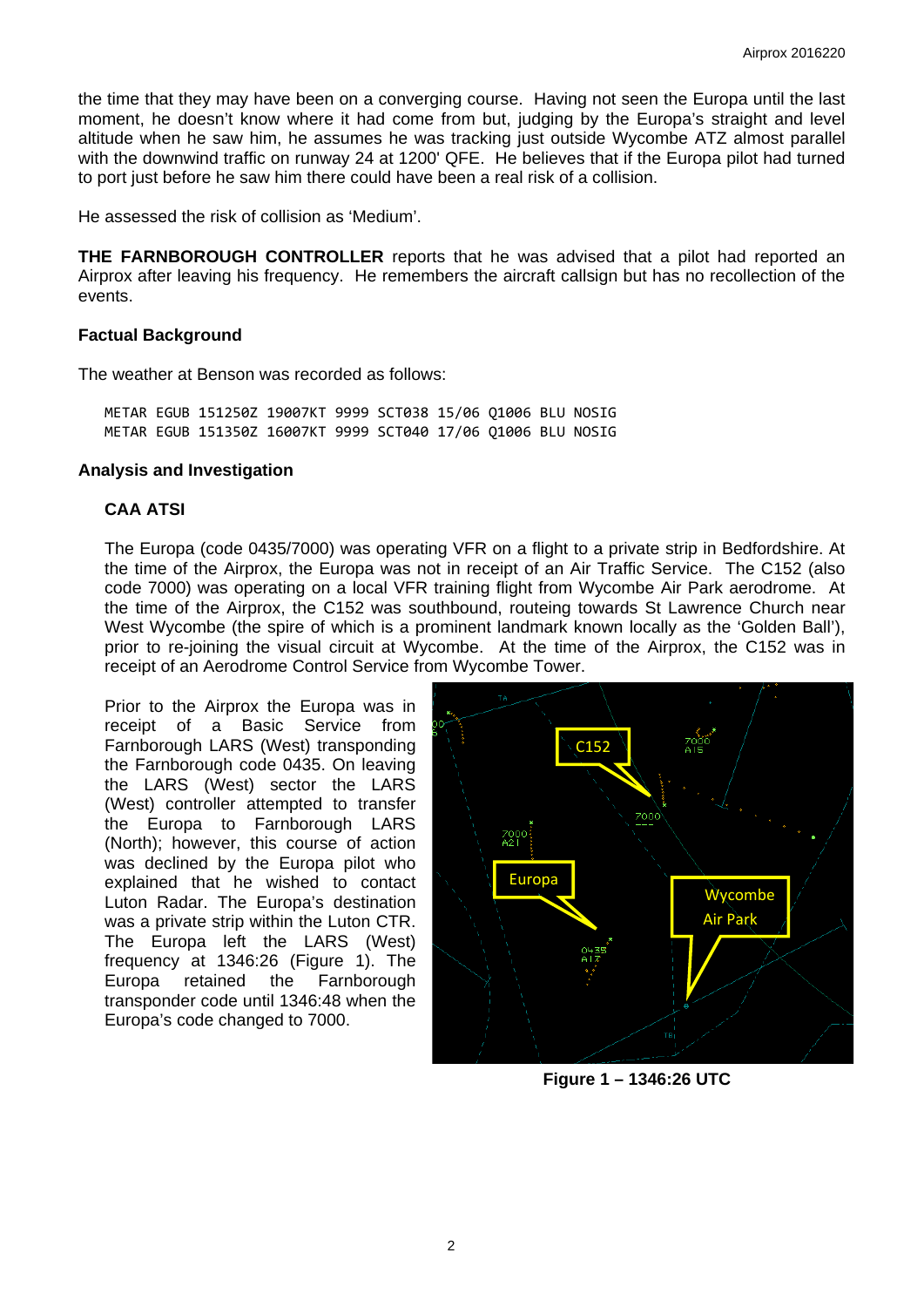the time that they may have been on a converging course. Having not seen the Europa until the last moment, he doesn't know where it had come from but, judging by the Europa's straight and level altitude when he saw him, he assumes he was tracking just outside Wycombe ATZ almost parallel with the downwind traffic on runway 24 at 1200' QFE. He believes that if the Europa pilot had turned to port just before he saw him there could have been a real risk of a collision.

He assessed the risk of collision as 'Medium'.

**THE FARNBOROUGH CONTROLLER** reports that he was advised that a pilot had reported an Airprox after leaving his frequency. He remembers the aircraft callsign but has no recollection of the events.

### Factual Background

The weather at Benson was recorded as follows:

```
METAR EGUB 151250Z 19007KT 9999 SCT038 15/06 Q1006 BLU NOSIG
METAR EGUB 151350Z 16007KT 9999 SCT040 17/06 Q1006 BLU NOSIG
```

### Analysis and Investigation

#### CAA ATSI

The Europa (code 0435/7000) was operating VFR on a flight to a private strip in Bedfordshire. At the time of the Airprox, the Europa was not in receipt of an Air Traffic Service. The C152 (also code 7000) was operating on a local VFR training flight from Wycombe Air Park aerodrome. At the time of the Airprox, the C152 was southbound, routeing towards St Lawrence Church near West Wycombe (the spire of which is a prominent landmark known locally as the 'Golden Ball'), prior to re-joining the visual circuit at Wycombe. At the time of the Airprox, the C152 was in receipt of an Aerodrome Control Service from Wycombe Tower.

Prior to the Airprox the Europa was in receipt of a Basic Service from Farnborough LARS (West) transponding the Farnborough code 0435. On leaving the LARS (West) sector the LARS (West) controller attempted to transfer the Europa to Farnborough LARS (North); however, this course of action was declined by the Europa pilot who explained that he wished to contact Luton Radar. The Europa's destination was a private strip within the Luton CTR. The Europa left the LARS (West) frequency at 1346:26 (Figure 1). The Europa retained the Farnborough transponder code until 1346:48 when the Europa's code changed to 7000.

**Figure 1 – 1346:26 UTC**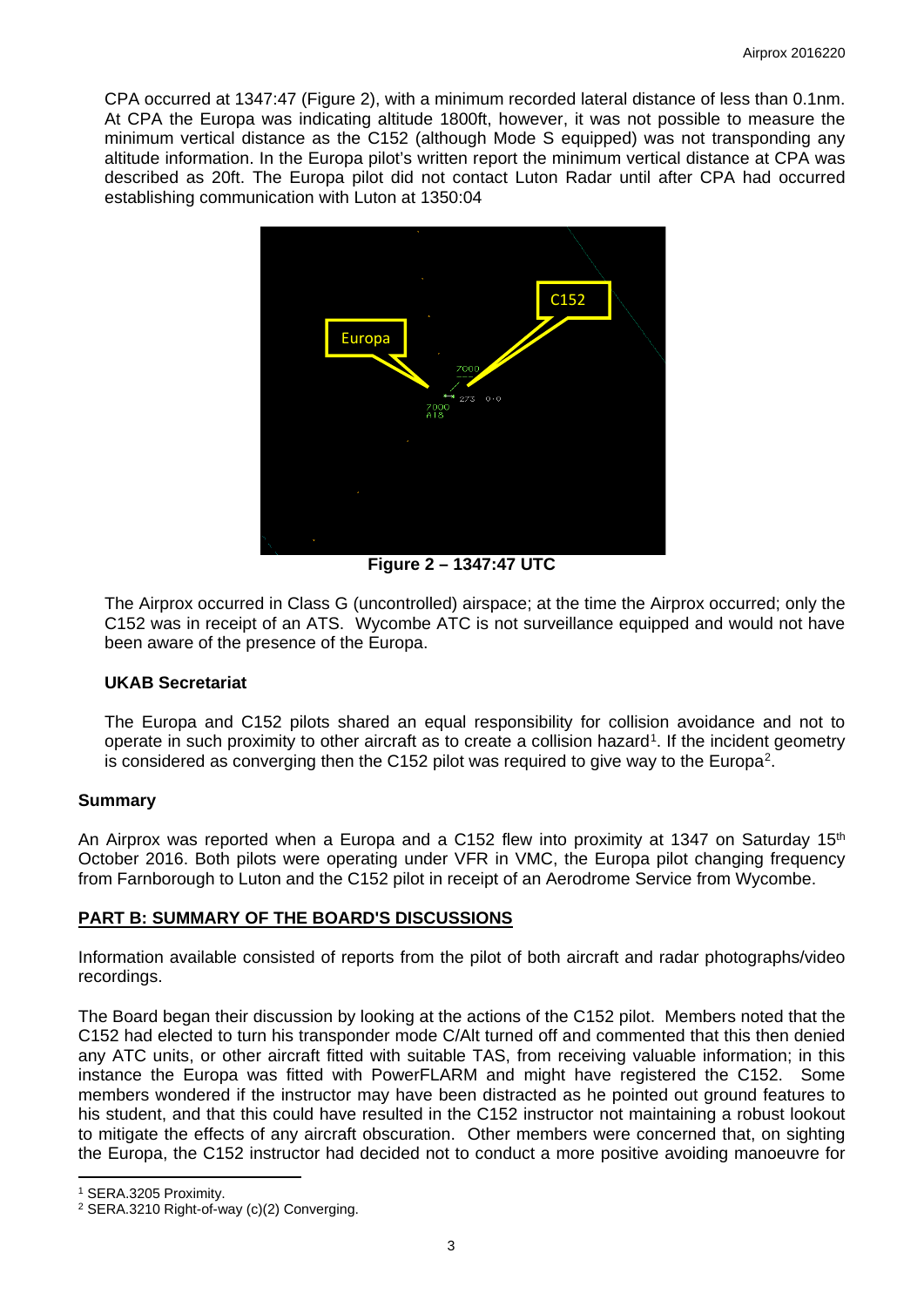CPA occurred at 1347:47 (Figure 2), with a minimum recorded lateral distance of less than 0.1nm. At CPA the Europa was indicating altitude 1800ft, however, it was not possible to measure the minimum vertical distance as the C152 (although Mode S equipped) was not transponding any altitude information. In the Europa pilot's written report the minimum vertical distance at CPA was described as 20ft. The Europa pilot did not contact Luton Radar until after CPA had occurred establishing communication with Luton at 1350:04

**Figure 2 – 1347:47 UTC**

The Airprox occurred in Class G (uncontrolled) airspace; at the time the Airprox occurred; only the C152 was in receipt of an ATS. Wycombe ATC is not surveillance equipped and would not have been aware of the presence of the Europa.

### UKAB Secretariat

The Europa and C152 pilots shared an equal responsibility for collision avoidance and not to operate in such proximity to other aircraft as to create a collision hazard[1]. If the incident geometry is considered as converging then the C152 pilot was required to give way to the Europa[2].

## Summary

An Airprox was reported when a Europa and a C152 flew into proximity at 1347 on Saturday 15th October 2016. Both pilots were operating under VFR in VMC, the Europa pilot changing frequency from Farnborough to Luton and the C152 pilot in receipt of an Aerodrome Service from Wycombe.

## PART B: SUMMARY OF THE BOARD'S DISCUSSIONS

Information available consisted of reports from the pilot of both aircraft and radar photographs/video recordings.

The Board began their discussion by looking at the actions of the C152 pilot. Members noted that the C152 had elected to turn his transponder mode C/Alt turned off and commented that this then denied any ATC units, or other aircraft fitted with suitable TAS, from receiving valuable information; in this instance the Europa was fitted with PowerFLARM and might have registered the C152. Some members wondered if the instructor may have been distracted as he pointed out ground features to his student, and that this could have resulted in the C152 instructor not maintaining a robust lookout to mitigate the effects of any aircraft obscuration. Other members were concerned that, on sighting the Europa, the C152 instructor had decided not to conduct a more positive avoiding manoeuvre for

[1] SERA.3205 Proximity.

[2] SERA.3210 Right-of-way (c)(2) Converging.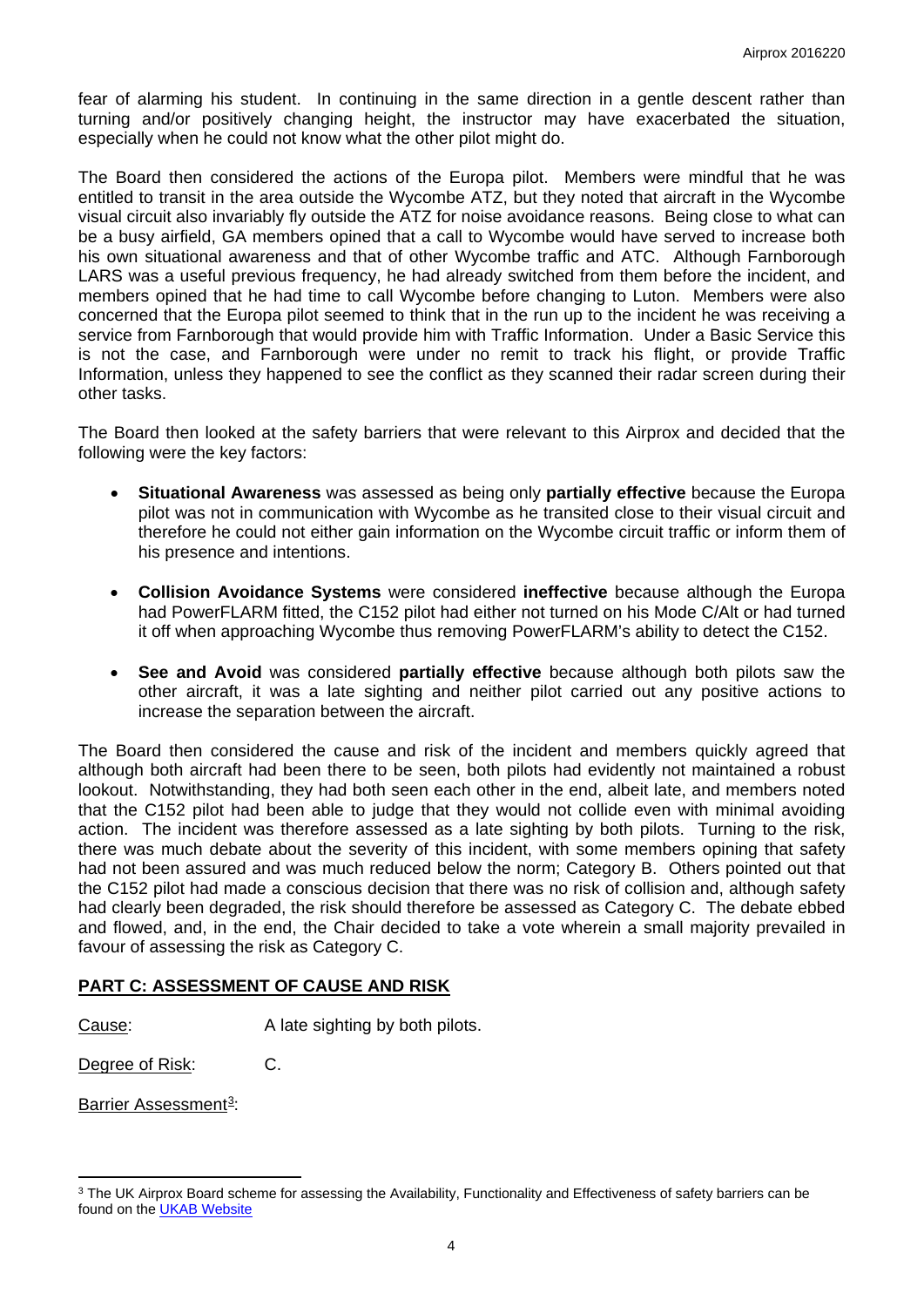fear of alarming his student. In continuing in the same direction in a gentle descent rather than turning and/or positively changing height, the instructor may have exacerbated the situation, especially when he could not know what the other pilot might do.

The Board then considered the actions of the Europa pilot. Members were mindful that he was entitled to transit in the area outside the Wycombe ATZ, but they noted that aircraft in the Wycombe visual circuit also invariably fly outside the ATZ for noise avoidance reasons. Being close to what can be a busy airfield, GA members opined that a call to Wycombe would have served to increase both his own situational awareness and that of other Wycombe traffic and ATC. Although Farnborough LARS was a useful previous frequency, he had already switched from them before the incident, and members opined that he had time to call Wycombe before changing to Luton. Members were also concerned that the Europa pilot seemed to think that in the run up to the incident he was receiving a service from Farnborough that would provide him with Traffic Information. Under a Basic Service this is not the case, and Farnborough were under no remit to track his flight, or provide Traffic Information, unless they happened to see the conflict as they scanned their radar screen during their other tasks.

The Board then looked at the safety barriers that were relevant to this Airprox and decided that the following were the key factors:

- **Situational Awareness** was assessed as being only **partially effective** because the Europa pilot was not in communication with Wycombe as he transited close to their visual circuit and therefore he could not either gain information on the Wycombe circuit traffic or inform them of his presence and intentions.
- **Collision Avoidance Systems** were considered **ineffective** because although the Europa had PowerFLARM fitted, the C152 pilot had either not turned on his Mode C/Alt or had turned it off when approaching Wycombe thus removing PowerFLARM's ability to detect the C152.
- **See and Avoid** was considered **partially effective** because although both pilots saw the other aircraft, it was a late sighting and neither pilot carried out any positive actions to increase the separation between the aircraft.

The Board then considered the cause and risk of the incident and members quickly agreed that although both aircraft had been there to be seen, both pilots had evidently not maintained a robust lookout. Notwithstanding, they had both seen each other in the end, albeit late, and members noted that the C152 pilot had been able to judge that they would not collide even with minimal avoiding action. The incident was therefore assessed as a late sighting by both pilots. Turning to the risk, there was much debate about the severity of this incident, with some members opining that safety had not been assured and was much reduced below the norm; Category B. Others pointed out that the C152 pilot had made a conscious decision that there was no risk of collision and, although safety had clearly been degraded, the risk should therefore be assessed as Category C. The debate ebbed and flowed, and, in the end, the Chair decided to take a vote wherein a small majority prevailed in favour of assessing the risk as Category C.

## PART C: ASSESSMENT OF CAUSE AND RISK

Cause: A late sighting by both pilots.

Degree of Risk: C.

Barrier Assessment[3]:

[3] The UK Airprox Board scheme for assessing the Availability, Functionality and Effectiveness of safety barriers can be found on the UKAB Website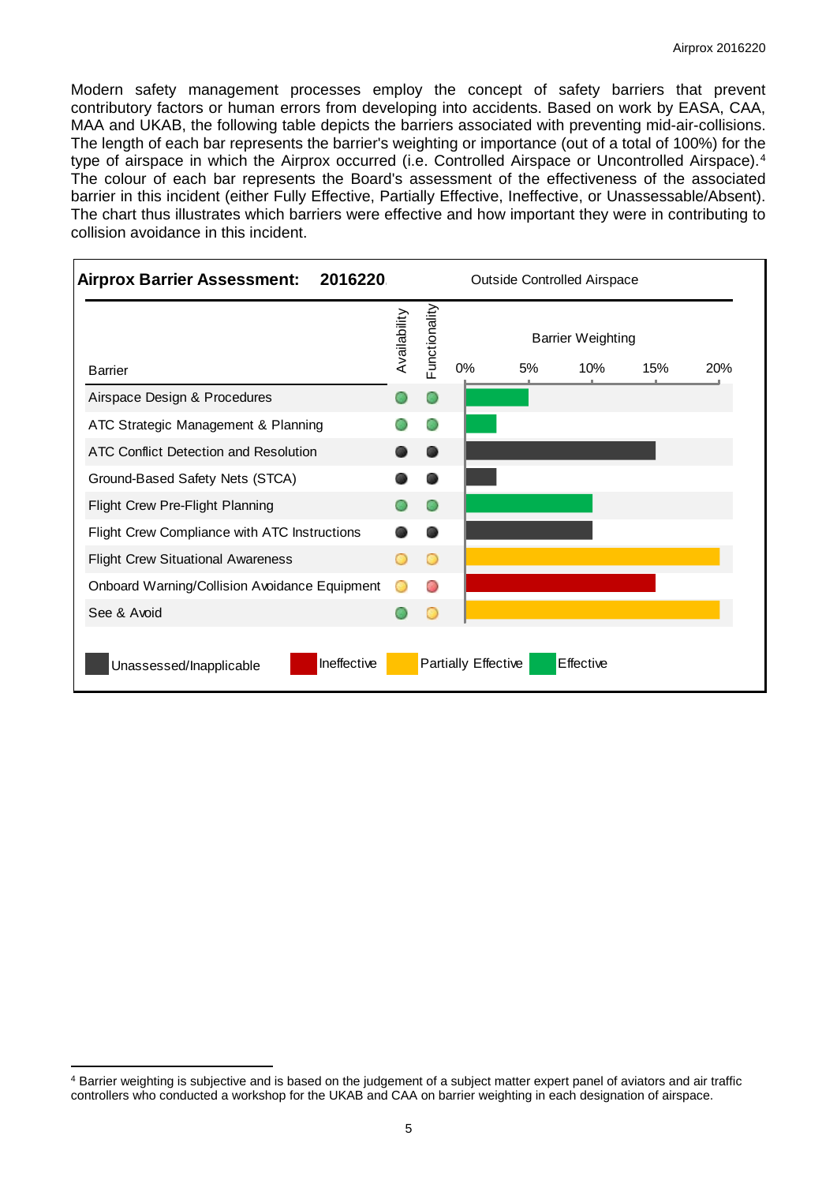Modern safety management processes employ the concept of safety barriers that prevent contributory factors or human errors from developing into accidents. Based on work by EASA, CAA, MAA and UKAB, the following table depicts the barriers associated with preventing mid-air-collisions. The length of each bar represents the barrier's weighting or importance (out of a total of 100%) for the type of airspace in which the Airprox occurred (i.e. Controlled Airspace or Uncontrolled Airspace).[4] The colour of each bar represents the Board's assessment of the effectiveness of the associated barrier in this incident (either Fully Effective, Partially Effective, Ineffective, or Unassessable/Absent). The chart thus illustrates which barriers were effective and how important they were in contributing to collision avoidance in this incident.

**Airprox Barrier Assessment: 2016220**

Outside Controlled Airspace

Barrier

Availability

Functionality

Barrier Weighting

0%

5%

10%

15%

20%

Airspace Design & Procedures

ATC Strategic Management & Planning

ATC Conflict Detection and Resolution

Ground-Based Safety Nets (STCA)

Flight Crew Pre-Flight Planning

Flight Crew Compliance with ATC Instructions

Flight Crew Situational Awareness

Onboard Warning/Collision Avoidance Equipment

See & Avoid

Unassessed/Inapplicable

Ineffective

Partially Effective

Effective

[4] Barrier weighting is subjective and is based on the judgement of a subject matter expert panel of aviators and air traffic controllers who conducted a workshop for the UKAB and CAA on barrier weighting in each designation of airspace.